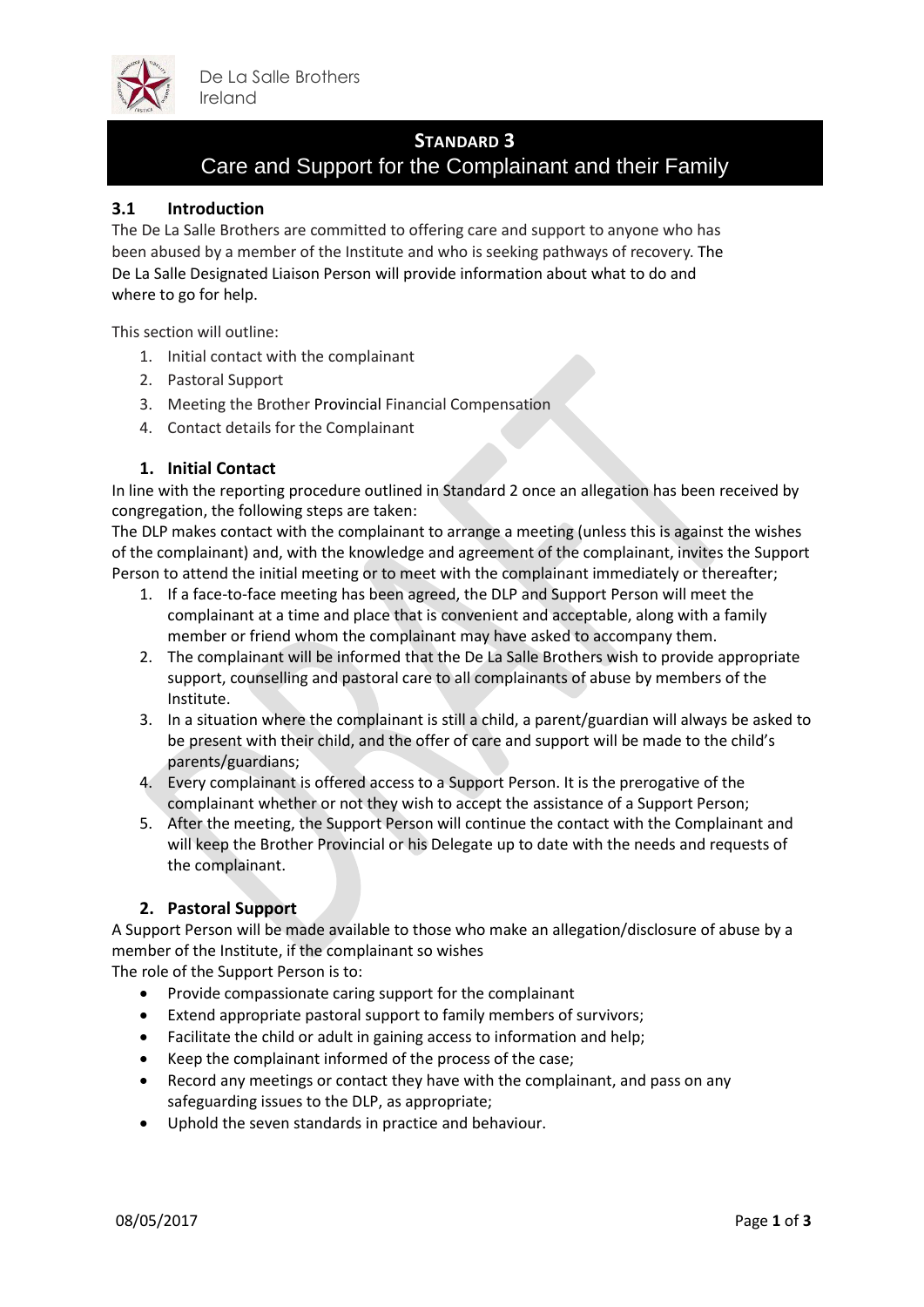De La Salle Brothers Ireland

# STANDARD 3
# Care and Support for the Complainant and their Family

## 3.1 Introduction

The De La Salle Brothers are committed to offering care and support to anyone who has been abused by a member of the Institute and who is seeking pathways of recovery. The De La Salle Designated Liaison Person will provide information about what to do and where to go for help.

This section will outline:

1. Initial contact with the complainant
2. Pastoral Support
3. Meeting the Brother Provincial Financial Compensation
4. Contact details for the Complainant

### 1. Initial Contact

In line with the reporting procedure outlined in Standard 2 once an allegation has been received by congregation, the following steps are taken:

The DLP makes contact with the complainant to arrange a meeting (unless this is against the wishes of the complainant) and, with the knowledge and agreement of the complainant, invites the Support Person to attend the initial meeting or to meet with the complainant immediately or thereafter;

1. If a face-to-face meeting has been agreed, the DLP and Support Person will meet the complainant at a time and place that is convenient and acceptable, along with a family member or friend whom the complainant may have asked to accompany them.
2. The complainant will be informed that the De La Salle Brothers wish to provide appropriate support, counselling and pastoral care to all complainants of abuse by members of the Institute.
3. In a situation where the complainant is still a child, a parent/guardian will always be asked to be present with their child, and the offer of care and support will be made to the child's parents/guardians;
4. Every complainant is offered access to a Support Person. It is the prerogative of the complainant whether or not they wish to accept the assistance of a Support Person;
5. After the meeting, the Support Person will continue the contact with the Complainant and will keep the Brother Provincial or his Delegate up to date with the needs and requests of the complainant.

### 2. Pastoral Support

A Support Person will be made available to those who make an allegation/disclosure of abuse by a member of the Institute, if the complainant so wishes

The role of the Support Person is to:

- Provide compassionate caring support for the complainant
- Extend appropriate pastoral support to family members of survivors;
- Facilitate the child or adult in gaining access to information and help;
- Keep the complainant informed of the process of the case;
- Record any meetings or contact they have with the complainant, and pass on any safeguarding issues to the DLP, as appropriate;
- Uphold the seven standards in practice and behaviour.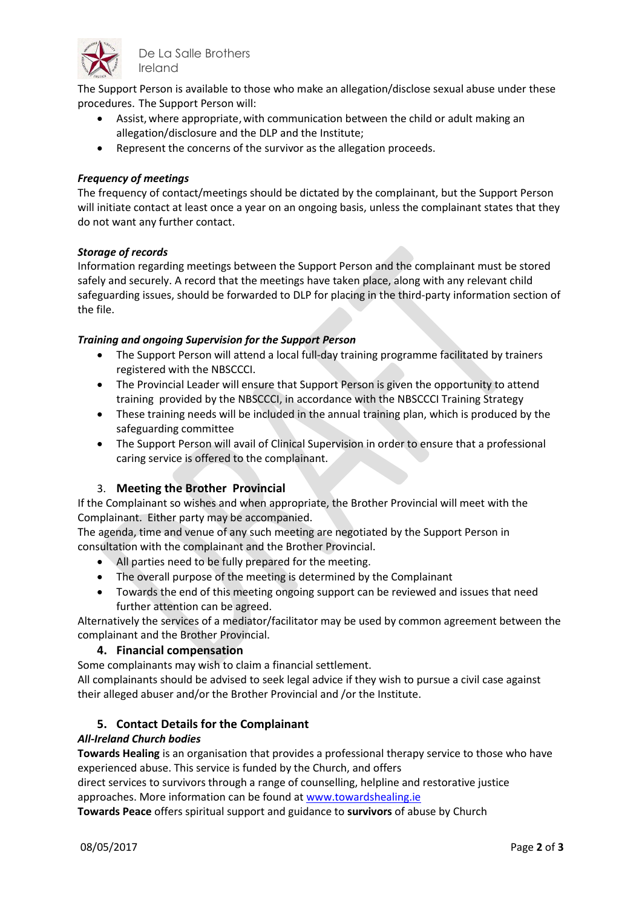The Support Person is available to those who make an allegation/disclose sexual abuse under these procedures. The Support Person will:

- Assist, where appropriate, with communication between the child or adult making an allegation/disclosure and the DLP and the Institute;
- Represent the concerns of the survivor as the allegation proceeds.

***Frequency of meetings***

The frequency of contact/meetings should be dictated by the complainant, but the Support Person will initiate contact at least once a year on an ongoing basis, unless the complainant states that they do not want any further contact.

***Storage of records***

Information regarding meetings between the Support Person and the complainant must be stored safely and securely. A record that the meetings have taken place, along with any relevant child safeguarding issues, should be forwarded to DLP for placing in the third-party information section of the file.

***Training and ongoing Supervision for the Support Person***

- The Support Person will attend a local full-day training programme facilitated by trainers registered with the NBSCCCI.
- The Provincial Leader will ensure that Support Person is given the opportunity to attend training provided by the NBSCCCI, in accordance with the NBSCCCI Training Strategy
- These training needs will be included in the annual training plan, which is produced by the safeguarding committee
- The Support Person will avail of Clinical Supervision in order to ensure that a professional caring service is offered to the complainant.

## 3. Meeting the Brother Provincial

If the Complainant so wishes and when appropriate, the Brother Provincial will meet with the Complainant. Either party may be accompanied.

The agenda, time and venue of any such meeting are negotiated by the Support Person in consultation with the complainant and the Brother Provincial.

- All parties need to be fully prepared for the meeting.
- The overall purpose of the meeting is determined by the Complainant
- Towards the end of this meeting ongoing support can be reviewed and issues that need further attention can be agreed.

Alternatively the services of a mediator/facilitator may be used by common agreement between the complainant and the Brother Provincial.

## 4. Financial compensation

Some complainants may wish to claim a financial settlement.

All complainants should be advised to seek legal advice if they wish to pursue a civil case against their alleged abuser and/or the Brother Provincial and /or the Institute.

## 5. Contact Details for the Complainant

***All-Ireland Church bodies***

**Towards Healing** is an organisation that provides a professional therapy service to those who have experienced abuse. This service is funded by the Church, and offers direct services to survivors through a range of counselling, helpline and restorative justice approaches. More information can be found at www.towardshealing.ie

**Towards Peace** offers spiritual support and guidance to **survivors** of abuse by Church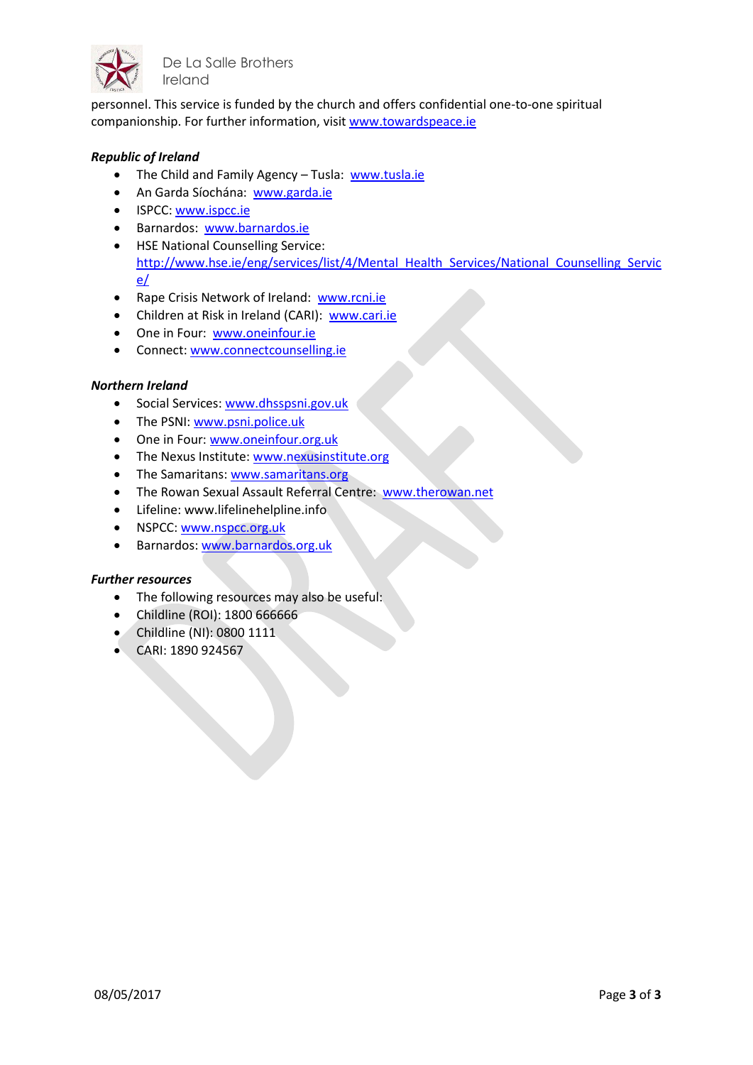personnel. This service is funded by the church and offers confidential one-to-one spiritual companionship. For further information, visit www.towardspeace.ie

***Republic of Ireland***

- The Child and Family Agency – Tusla: www.tusla.ie
- An Garda Síochána: www.garda.ie
- ISPCC: www.ispcc.ie
- Barnardos: www.barnardos.ie
- HSE National Counselling Service: http://www.hse.ie/eng/services/list/4/Mental_Health_Services/National_Counselling_Service/
- Rape Crisis Network of Ireland: www.rcni.ie
- Children at Risk in Ireland (CARI): www.cari.ie
- One in Four: www.oneinfour.ie
- Connect: www.connectcounselling.ie

***Northern Ireland***

- Social Services: www.dhsspsni.gov.uk
- The PSNI: www.psni.police.uk
- One in Four: www.oneinfour.org.uk
- The Nexus Institute: www.nexusinstitute.org
- The Samaritans: www.samaritans.org
- The Rowan Sexual Assault Referral Centre: www.therowan.net
- Lifeline: www.lifelinehelpline.info
- NSPCC: www.nspcc.org.uk
- Barnardos: www.barnardos.org.uk

***Further resources***

- The following resources may also be useful:
- Childline (ROI): 1800 666666
- Childline (NI): 0800 1111
- CARI: 1890 924567